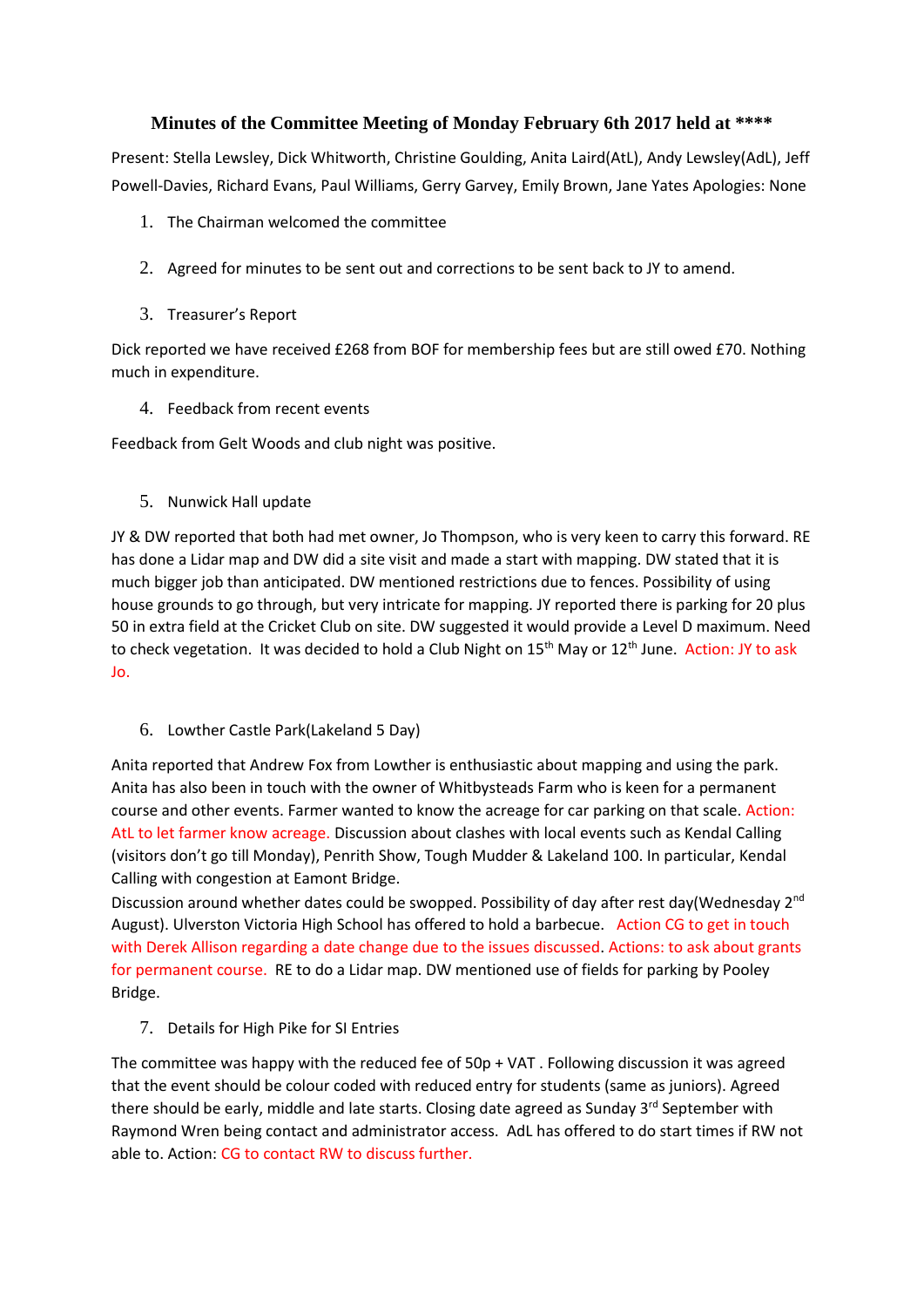# Minutes of the Committee Meeting of Monday February 6th 2017 held at ****

Present: Stella Lewsley, Dick Whitworth, Christine Goulding, Anita Laird(AtL), Andy Lewsley(AdL), Jeff Powell-Davies, Richard Evans, Paul Williams, Gerry Garvey, Emily Brown, Jane Yates Apologies: None

1. The Chairman welcomed the committee

2. Agreed for minutes to be sent out and corrections to be sent back to JY to amend.

3. Treasurer's Report

Dick reported we have received £268 from BOF for membership fees but are still owed £70. Nothing much in expenditure.

4. Feedback from recent events

Feedback from Gelt Woods and club night was positive.

5. Nunwick Hall update

JY & DW reported that both had met owner, Jo Thompson, who is very keen to carry this forward. RE has done a Lidar map and DW did a site visit and made a start with mapping. DW stated that it is much bigger job than anticipated. DW mentioned restrictions due to fences. Possibility of using house grounds to go through, but very intricate for mapping. JY reported there is parking for 20 plus 50 in extra field at the Cricket Club on site. DW suggested it would provide a Level D maximum. Need to check vegetation. It was decided to hold a Club Night on 15th May or 12th June. Action: JY to ask Jo.

6. Lowther Castle Park(Lakeland 5 Day)

Anita reported that Andrew Fox from Lowther is enthusiastic about mapping and using the park. Anita has also been in touch with the owner of Whitbysteads Farm who is keen for a permanent course and other events. Farmer wanted to know the acreage for car parking on that scale. Action: AtL to let farmer know acreage. Discussion about clashes with local events such as Kendal Calling (visitors don't go till Monday), Penrith Show, Tough Mudder & Lakeland 100. In particular, Kendal Calling with congestion at Eamont Bridge.
Discussion around whether dates could be swopped. Possibility of day after rest day(Wednesday 2nd August). Ulverston Victoria High School has offered to hold a barbecue. Action CG to get in touch with Derek Allison regarding a date change due to the issues discussed. Actions: to ask about grants for permanent course. RE to do a Lidar map. DW mentioned use of fields for parking by Pooley Bridge.

7. Details for High Pike for SI Entries

The committee was happy with the reduced fee of 50p + VAT . Following discussion it was agreed that the event should be colour coded with reduced entry for students (same as juniors). Agreed there should be early, middle and late starts. Closing date agreed as Sunday 3rd September with Raymond Wren being contact and administrator access. AdL has offered to do start times if RW not able to. Action: CG to contact RW to discuss further.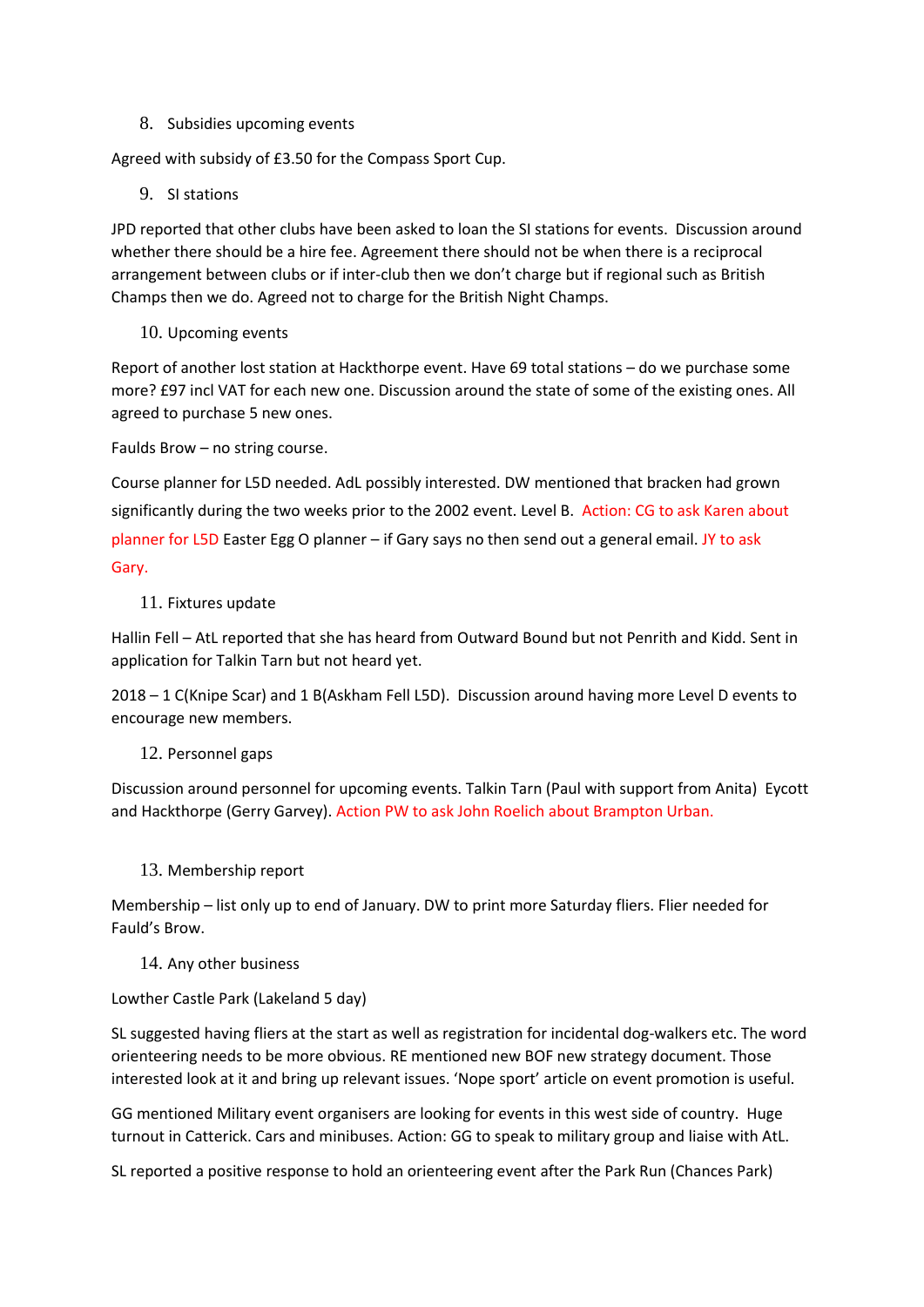8. Subsidies upcoming events

Agreed with subsidy of £3.50 for the Compass Sport Cup.

9. SI stations

JPD reported that other clubs have been asked to loan the SI stations for events. Discussion around whether there should be a hire fee. Agreement there should not be when there is a reciprocal arrangement between clubs or if inter-club then we don't charge but if regional such as British Champs then we do. Agreed not to charge for the British Night Champs.

10. Upcoming events

Report of another lost station at Hackthorpe event. Have 69 total stations – do we purchase some more? £97 incl VAT for each new one. Discussion around the state of some of the existing ones. All agreed to purchase 5 new ones.

Faulds Brow – no string course.

Course planner for L5D needed. AdL possibly interested. DW mentioned that bracken had grown significantly during the two weeks prior to the 2002 event. Level B. Action: CG to ask Karen about planner for L5D Easter Egg O planner – if Gary says no then send out a general email. JY to ask Gary.

11. Fixtures update

Hallin Fell – AtL reported that she has heard from Outward Bound but not Penrith and Kidd. Sent in application for Talkin Tarn but not heard yet.

2018 – 1 C(Knipe Scar) and 1 B(Askham Fell L5D). Discussion around having more Level D events to encourage new members.

12. Personnel gaps

Discussion around personnel for upcoming events. Talkin Tarn (Paul with support from Anita) Eycott and Hackthorpe (Gerry Garvey). Action PW to ask John Roelich about Brampton Urban.

13. Membership report

Membership – list only up to end of January. DW to print more Saturday fliers. Flier needed for Fauld's Brow.

14. Any other business

Lowther Castle Park (Lakeland 5 day)

SL suggested having fliers at the start as well as registration for incidental dog-walkers etc. The word orienteering needs to be more obvious. RE mentioned new BOF new strategy document. Those interested look at it and bring up relevant issues. 'Nope sport' article on event promotion is useful.

GG mentioned Military event organisers are looking for events in this west side of country. Huge turnout in Catterick. Cars and minibuses. Action: GG to speak to military group and liaise with AtL.

SL reported a positive response to hold an orienteering event after the Park Run (Chances Park)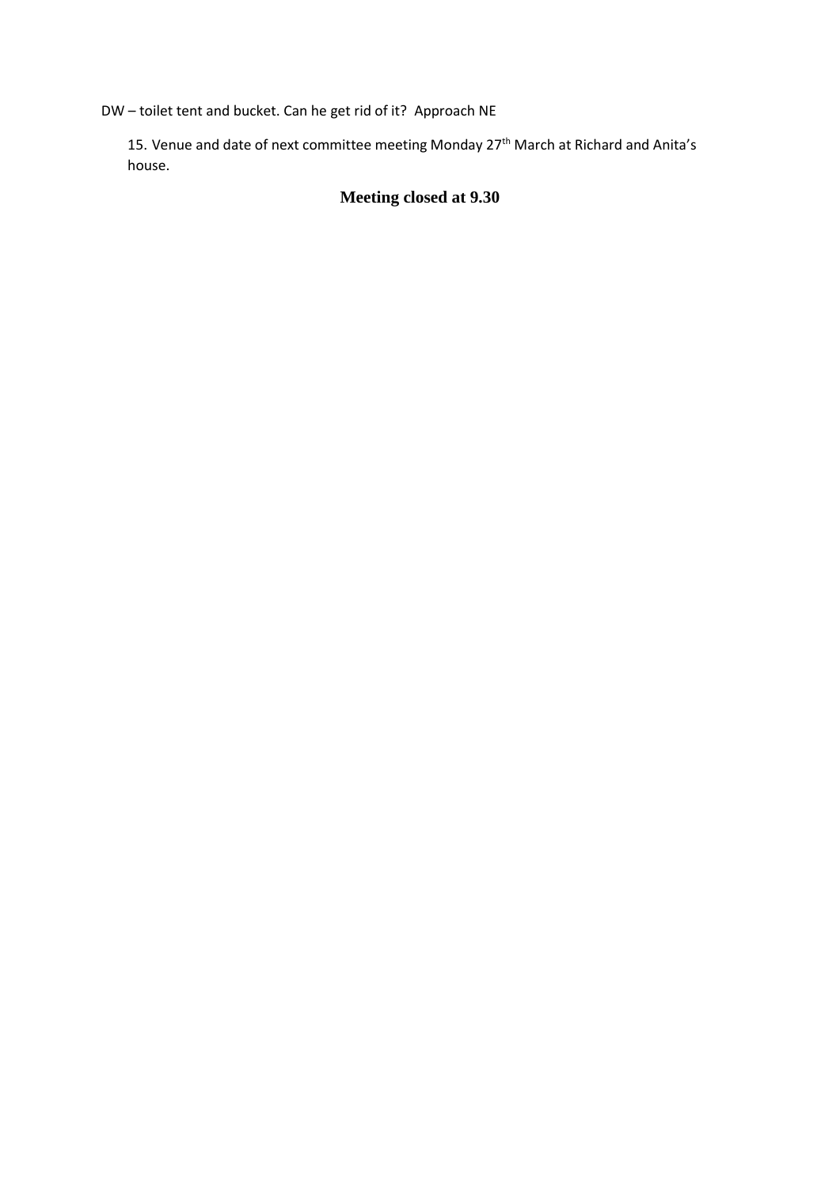DW – toilet tent and bucket. Can he get rid of it?  Approach NE

15. Venue and date of next committee meeting Monday 27th March at Richard and Anita's house.

**Meeting closed at 9.30**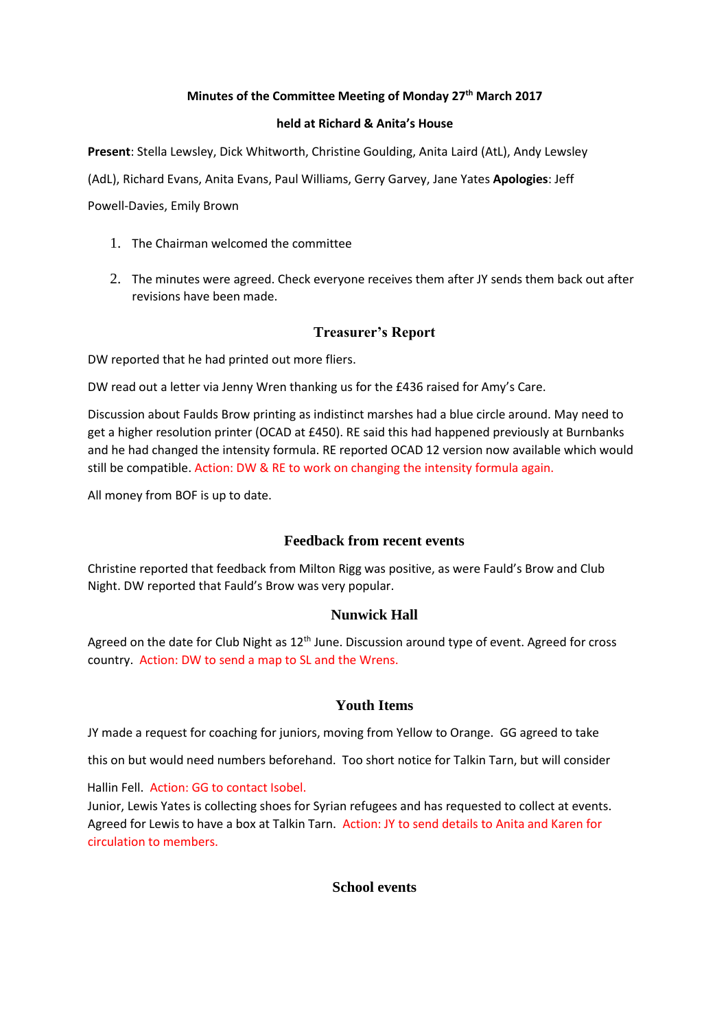**Minutes of the Committee Meeting of Monday 27th March 2017**

**held at Richard & Anita's House**

**Present**: Stella Lewsley, Dick Whitworth, Christine Goulding, Anita Laird (AtL), Andy Lewsley (AdL), Richard Evans, Anita Evans, Paul Williams, Gerry Garvey, Jane Yates **Apologies**: Jeff Powell-Davies, Emily Brown

1. The Chairman welcomed the committee
2. The minutes were agreed. Check everyone receives them after JY sends them back out after revisions have been made.

## Treasurer's Report

DW reported that he had printed out more fliers.

DW read out a letter via Jenny Wren thanking us for the £436 raised for Amy's Care.

Discussion about Faulds Brow printing as indistinct marshes had a blue circle around. May need to get a higher resolution printer (OCAD at £450). RE said this had happened previously at Burnbanks and he had changed the intensity formula. RE reported OCAD 12 version now available which would still be compatible. Action: DW & RE to work on changing the intensity formula again.

All money from BOF is up to date.

## Feedback from recent events

Christine reported that feedback from Milton Rigg was positive, as were Fauld's Brow and Club Night. DW reported that Fauld's Brow was very popular.

## Nunwick Hall

Agreed on the date for Club Night as 12th June. Discussion around type of event. Agreed for cross country. Action: DW to send a map to SL and the Wrens.

## Youth Items

JY made a request for coaching for juniors, moving from Yellow to Orange. GG agreed to take this on but would need numbers beforehand. Too short notice for Talkin Tarn, but will consider Hallin Fell. Action: GG to contact Isobel.

Junior, Lewis Yates is collecting shoes for Syrian refugees and has requested to collect at events. Agreed for Lewis to have a box at Talkin Tarn. Action: JY to send details to Anita and Karen for circulation to members.

## School events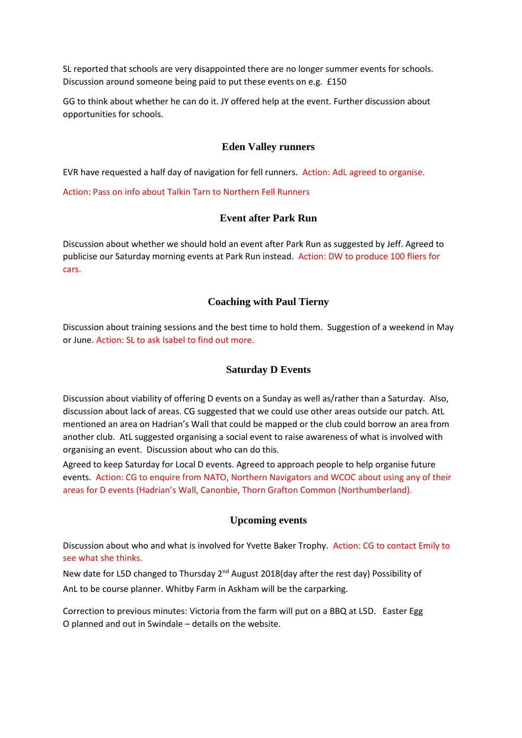SL reported that schools are very disappointed there are no longer summer events for schools. Discussion around someone being paid to put these events on e.g. £150

GG to think about whether he can do it. JY offered help at the event. Further discussion about opportunities for schools.

## Eden Valley runners

EVR have requested a half day of navigation for fell runners. Action: AdL agreed to organise.

Action: Pass on info about Talkin Tarn to Northern Fell Runners

## Event after Park Run

Discussion about whether we should hold an event after Park Run as suggested by Jeff. Agreed to publicise our Saturday morning events at Park Run instead. Action: DW to produce 100 fliers for cars.

## Coaching with Paul Tierny

Discussion about training sessions and the best time to hold them. Suggestion of a weekend in May or June. Action: SL to ask Isabel to find out more.

## Saturday D Events

Discussion about viability of offering D events on a Sunday as well as/rather than a Saturday. Also, discussion about lack of areas. CG suggested that we could use other areas outside our patch. AtL mentioned an area on Hadrian's Wall that could be mapped or the club could borrow an area from another club. AtL suggested organising a social event to raise awareness of what is involved with organising an event. Discussion about who can do this.

Agreed to keep Saturday for Local D events. Agreed to approach people to help organise future events. Action: CG to enquire from NATO, Northern Navigators and WCOC about using any of their areas for D events (Hadrian's Wall, Canonbie, Thorn Grafton Common (Northumberland).

## Upcoming events

Discussion about who and what is involved for Yvette Baker Trophy. Action: CG to contact Emily to see what she thinks.

New date for L5D changed to Thursday 2nd August 2018(day after the rest day) Possibility of AnL to be course planner. Whitby Farm in Askham will be the carparking.

Correction to previous minutes: Victoria from the farm will put on a BBQ at L5D. Easter Egg O planned and out in Swindale – details on the website.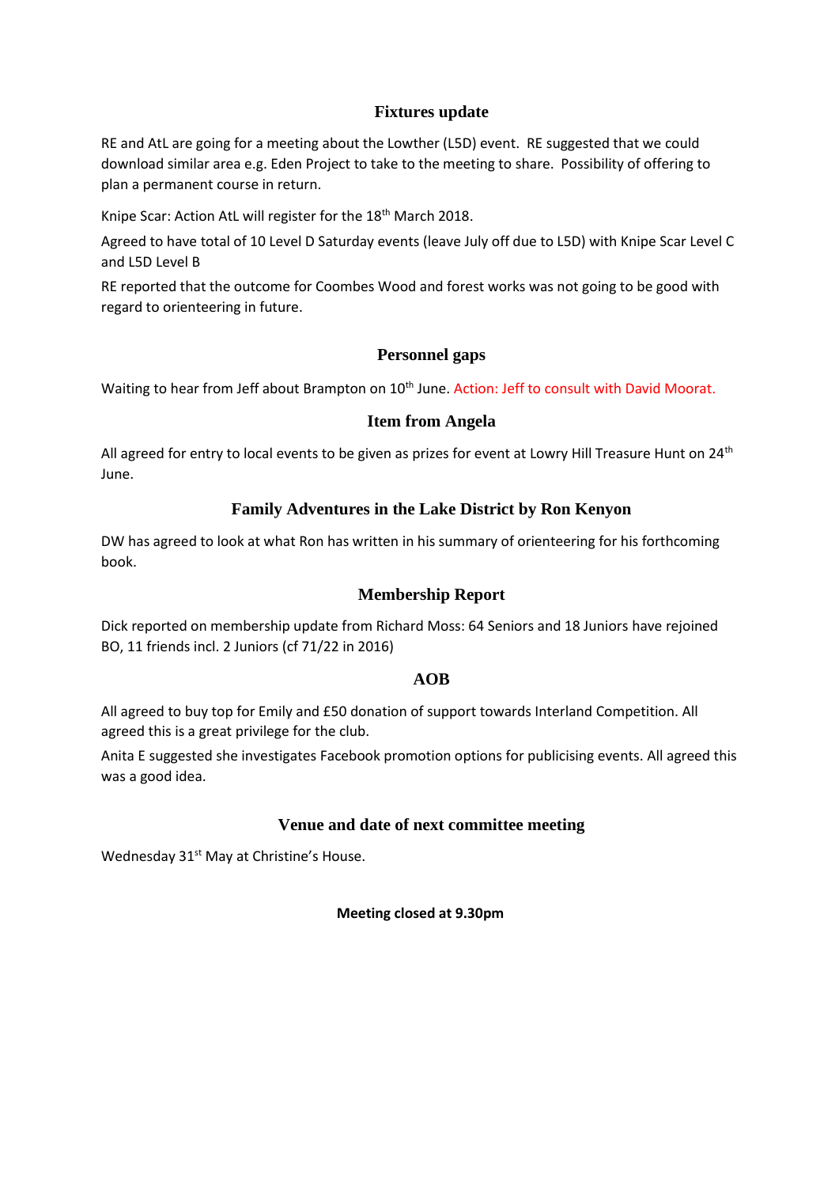## Fixtures update

RE and AtL are going for a meeting about the Lowther (L5D) event. RE suggested that we could download similar area e.g. Eden Project to take to the meeting to share. Possibility of offering to plan a permanent course in return.

Knipe Scar: Action AtL will register for the 18th March 2018.

Agreed to have total of 10 Level D Saturday events (leave July off due to L5D) with Knipe Scar Level C and L5D Level B

RE reported that the outcome for Coombes Wood and forest works was not going to be good with regard to orienteering in future.

## Personnel gaps

Waiting to hear from Jeff about Brampton on 10th June. Action: Jeff to consult with David Moorat.

## Item from Angela

All agreed for entry to local events to be given as prizes for event at Lowry Hill Treasure Hunt on 24th June.

## Family Adventures in the Lake District by Ron Kenyon

DW has agreed to look at what Ron has written in his summary of orienteering for his forthcoming book.

## Membership Report

Dick reported on membership update from Richard Moss: 64 Seniors and 18 Juniors have rejoined BO, 11 friends incl. 2 Juniors (cf 71/22 in 2016)

## AOB

All agreed to buy top for Emily and £50 donation of support towards Interland Competition. All agreed this is a great privilege for the club.

Anita E suggested she investigates Facebook promotion options for publicising events. All agreed this was a good idea.

## Venue and date of next committee meeting

Wednesday 31st May at Christine's House.

**Meeting closed at 9.30pm**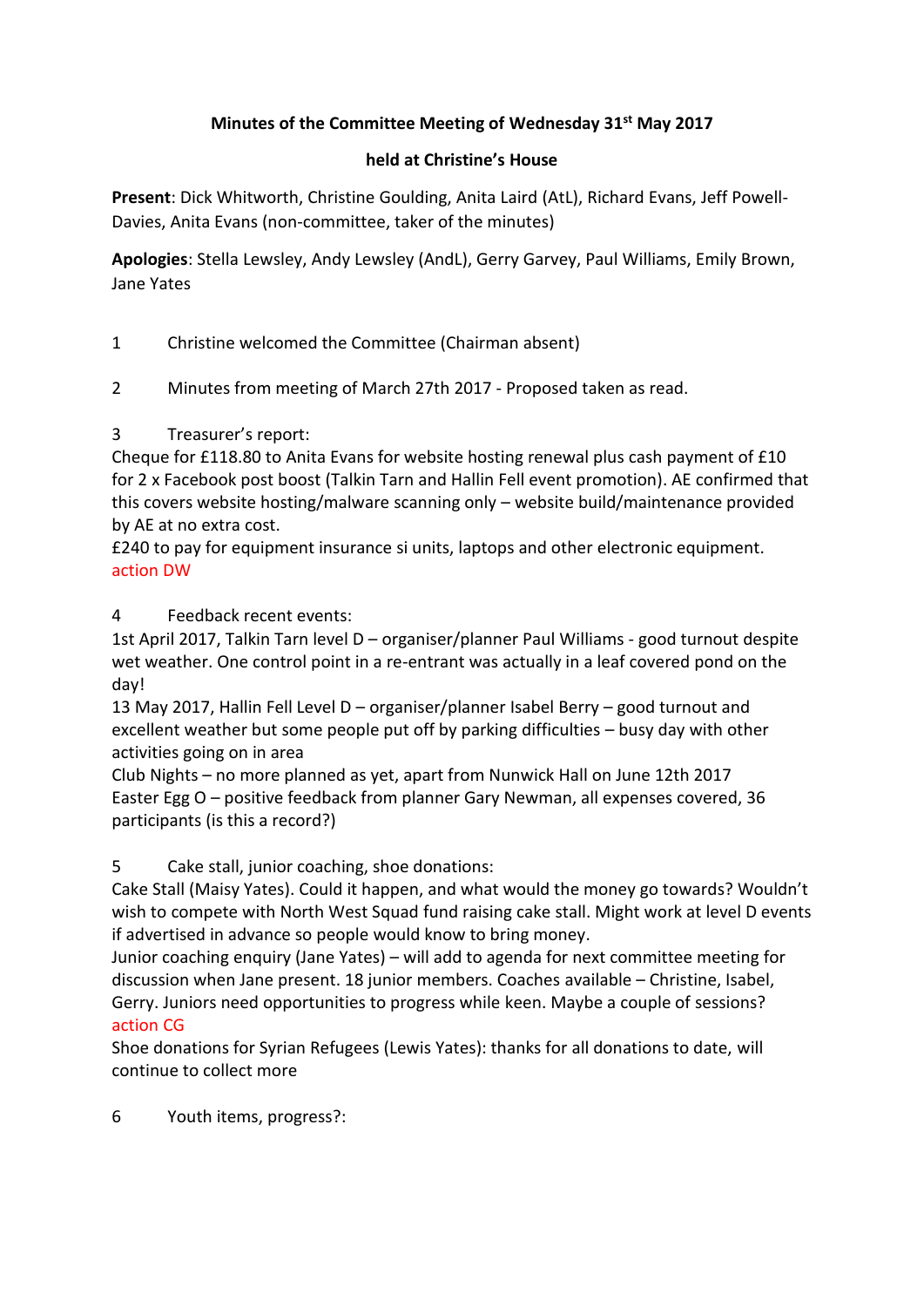**Minutes of the Committee Meeting of Wednesday 31st May 2017**

**held at Christine's House**

**Present**: Dick Whitworth, Christine Goulding, Anita Laird (AtL), Richard Evans, Jeff Powell-Davies, Anita Evans (non-committee, taker of the minutes)

**Apologies**: Stella Lewsley, Andy Lewsley (AndL), Gerry Garvey, Paul Williams, Emily Brown, Jane Yates

1 Christine welcomed the Committee (Chairman absent)

2 Minutes from meeting of March 27th 2017 - Proposed taken as read.

3 Treasurer's report:
Cheque for £118.80 to Anita Evans for website hosting renewal plus cash payment of £10 for 2 x Facebook post boost (Talkin Tarn and Hallin Fell event promotion). AE confirmed that this covers website hosting/malware scanning only – website build/maintenance provided by AE at no extra cost.
£240 to pay for equipment insurance si units, laptops and other electronic equipment.
action DW

4 Feedback recent events:
1st April 2017, Talkin Tarn level D – organiser/planner Paul Williams - good turnout despite wet weather. One control point in a re-entrant was actually in a leaf covered pond on the day!
13 May 2017, Hallin Fell Level D – organiser/planner Isabel Berry – good turnout and excellent weather but some people put off by parking difficulties – busy day with other activities going on in area
Club Nights – no more planned as yet, apart from Nunwick Hall on June 12th 2017
Easter Egg O – positive feedback from planner Gary Newman, all expenses covered, 36 participants (is this a record?)

5 Cake stall, junior coaching, shoe donations:
Cake Stall (Maisy Yates). Could it happen, and what would the money go towards? Wouldn't wish to compete with North West Squad fund raising cake stall. Might work at level D events if advertised in advance so people would know to bring money.
Junior coaching enquiry (Jane Yates) – will add to agenda for next committee meeting for discussion when Jane present. 18 junior members. Coaches available – Christine, Isabel, Gerry. Juniors need opportunities to progress while keen. Maybe a couple of sessions?
action CG
Shoe donations for Syrian Refugees (Lewis Yates): thanks for all donations to date, will continue to collect more

6 Youth items, progress?: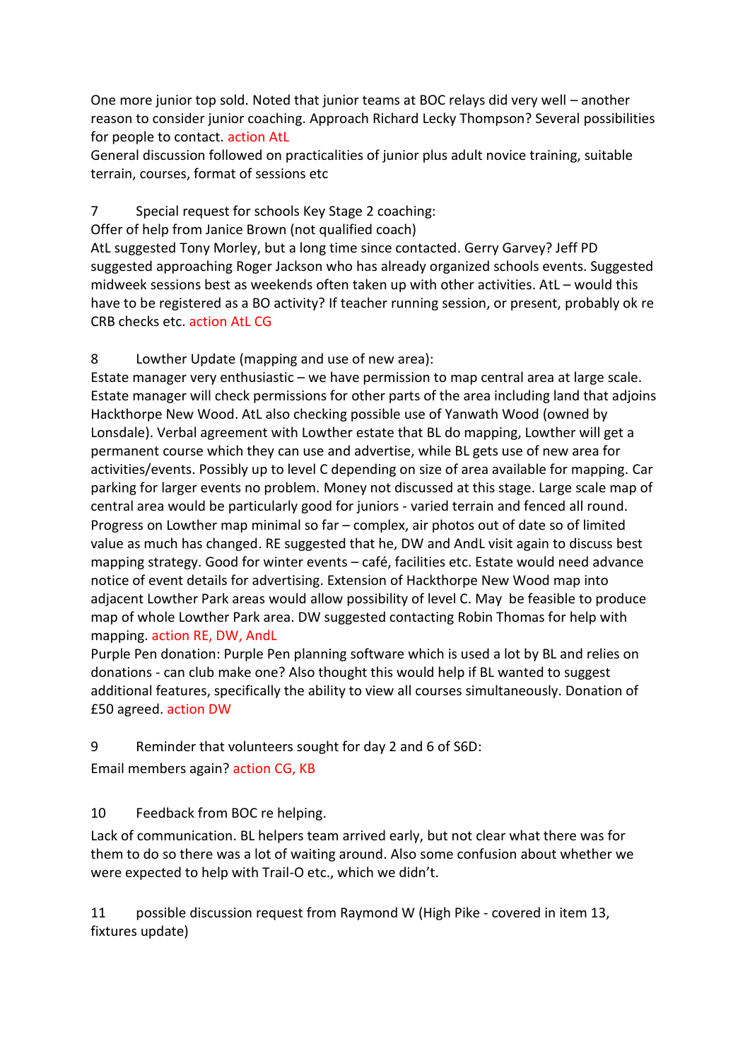One more junior top sold. Noted that junior teams at BOC relays did very well – another reason to consider junior coaching. Approach Richard Lecky Thompson? Several possibilities for people to contact. action AtL

General discussion followed on practicalities of junior plus adult novice training, suitable terrain, courses, format of sessions etc

7 Special request for schools Key Stage 2 coaching:

Offer of help from Janice Brown (not qualified coach)

AtL suggested Tony Morley, but a long time since contacted. Gerry Garvey? Jeff PD suggested approaching Roger Jackson who has already organized schools events. Suggested midweek sessions best as weekends often taken up with other activities. AtL – would this have to be registered as a BO activity? If teacher running session, or present, probably ok re CRB checks etc. action AtL CG

8 Lowther Update (mapping and use of new area):

Estate manager very enthusiastic – we have permission to map central area at large scale. Estate manager will check permissions for other parts of the area including land that adjoins Hackthorpe New Wood. AtL also checking possible use of Yanwath Wood (owned by Lonsdale). Verbal agreement with Lowther estate that BL do mapping, Lowther will get a permanent course which they can use and advertise, while BL gets use of new area for activities/events. Possibly up to level C depending on size of area available for mapping. Car parking for larger events no problem. Money not discussed at this stage. Large scale map of central area would be particularly good for juniors - varied terrain and fenced all round. Progress on Lowther map minimal so far – complex, air photos out of date so of limited value as much has changed. RE suggested that he, DW and AndL visit again to discuss best mapping strategy. Good for winter events – café, facilities etc. Estate would need advance notice of event details for advertising. Extension of Hackthorpe New Wood map into adjacent Lowther Park areas would allow possibility of level C. May be feasible to produce map of whole Lowther Park area. DW suggested contacting Robin Thomas for help with mapping. action RE, DW, AndL

Purple Pen donation: Purple Pen planning software which is used a lot by BL and relies on donations - can club make one? Also thought this would help if BL wanted to suggest additional features, specifically the ability to view all courses simultaneously. Donation of £50 agreed. action DW

9 Reminder that volunteers sought for day 2 and 6 of S6D:

Email members again? action CG, KB

10 Feedback from BOC re helping.

Lack of communication. BL helpers team arrived early, but not clear what there was for them to do so there was a lot of waiting around. Also some confusion about whether we were expected to help with Trail-O etc., which we didn't.

11 possible discussion request from Raymond W (High Pike - covered in item 13, fixtures update)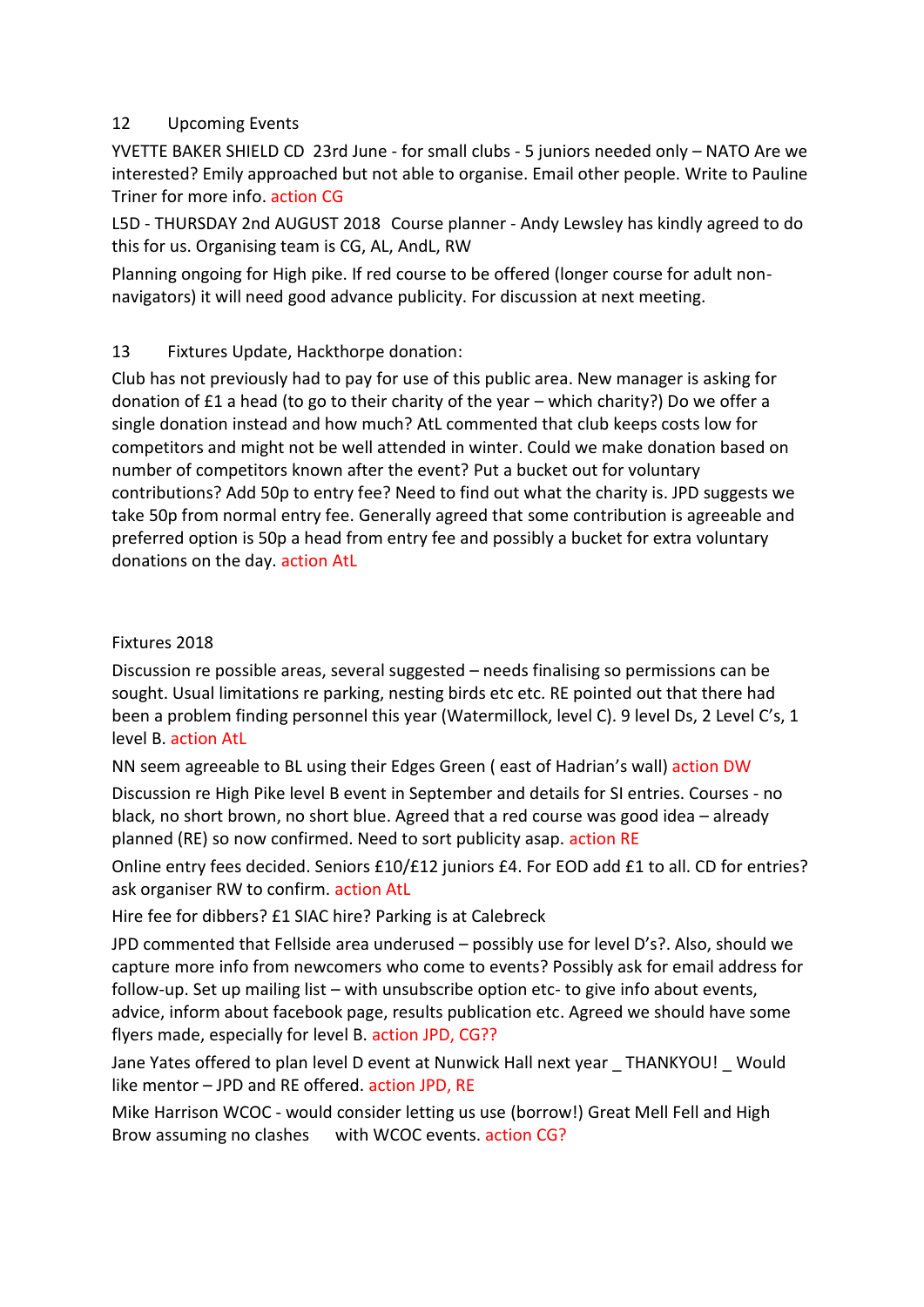## 12 Upcoming Events

YVETTE BAKER SHIELD CD 23rd June - for small clubs - 5 juniors needed only – NATO Are we interested? Emily approached but not able to organise. Email other people. Write to Pauline Triner for more info. action CG

L5D - THURSDAY 2nd AUGUST 2018 Course planner - Andy Lewsley has kindly agreed to do this for us. Organising team is CG, AL, AndL, RW

Planning ongoing for High pike. If red course to be offered (longer course for adult non-navigators) it will need good advance publicity. For discussion at next meeting.

## 13 Fixtures Update, Hackthorpe donation:

Club has not previously had to pay for use of this public area. New manager is asking for donation of £1 a head (to go to their charity of the year – which charity?) Do we offer a single donation instead and how much? AtL commented that club keeps costs low for competitors and might not be well attended in winter. Could we make donation based on number of competitors known after the event? Put a bucket out for voluntary contributions? Add 50p to entry fee? Need to find out what the charity is. JPD suggests we take 50p from normal entry fee. Generally agreed that some contribution is agreeable and preferred option is 50p a head from entry fee and possibly a bucket for extra voluntary donations on the day. action AtL

### Fixtures 2018

Discussion re possible areas, several suggested – needs finalising so permissions can be sought. Usual limitations re parking, nesting birds etc etc. RE pointed out that there had been a problem finding personnel this year (Watermillock, level C). 9 level Ds, 2 Level C's, 1 level B. action AtL

NN seem agreeable to BL using their Edges Green ( east of Hadrian's wall) action DW

Discussion re High Pike level B event in September and details for SI entries. Courses - no black, no short brown, no short blue. Agreed that a red course was good idea – already planned (RE) so now confirmed. Need to sort publicity asap. action RE

Online entry fees decided. Seniors £10/£12 juniors £4. For EOD add £1 to all. CD for entries? ask organiser RW to confirm. action AtL

Hire fee for dibbers? £1 SIAC hire? Parking is at Calebreck

JPD commented that Fellside area underused – possibly use for level D's?. Also, should we capture more info from newcomers who come to events? Possibly ask for email address for follow-up. Set up mailing list – with unsubscribe option etc- to give info about events, advice, inform about facebook page, results publication etc. Agreed we should have some flyers made, especially for level B. action JPD, CG??

Jane Yates offered to plan level D event at Nunwick Hall next year _ THANKYOU! _ Would like mentor – JPD and RE offered. action JPD, RE

Mike Harrison WCOC - would consider letting us use (borrow!) Great Mell Fell and High Brow assuming no clashes with WCOC events. action CG?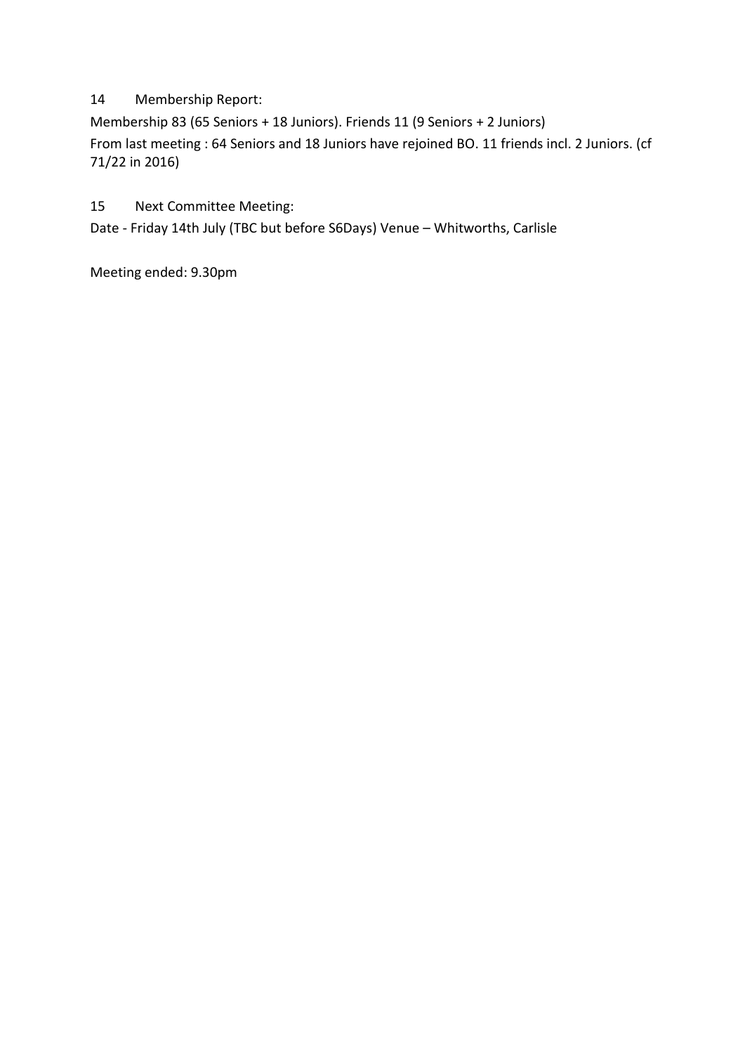14 Membership Report:

Membership 83 (65 Seniors + 18 Juniors). Friends 11 (9 Seniors + 2 Juniors)

From last meeting : 64 Seniors and 18 Juniors have rejoined BO. 11 friends incl. 2 Juniors. (cf 71/22 in 2016)

15 Next Committee Meeting:

Date - Friday 14th July (TBC but before S6Days) Venue – Whitworths, Carlisle

Meeting ended: 9.30pm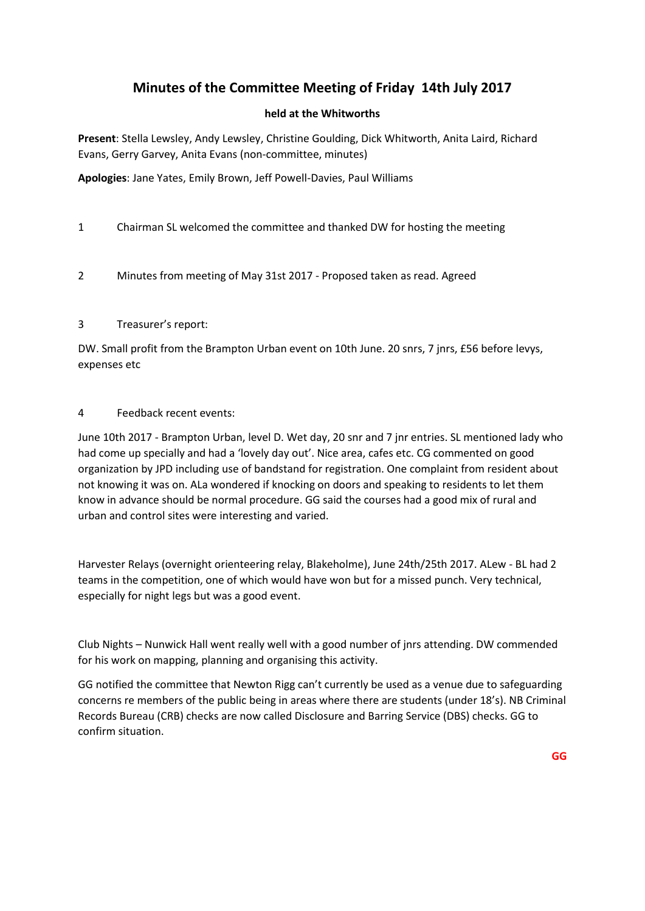# Minutes of the Committee Meeting of Friday 14th July 2017

**held at the Whitworths**

**Present**: Stella Lewsley, Andy Lewsley, Christine Goulding, Dick Whitworth, Anita Laird, Richard Evans, Gerry Garvey, Anita Evans (non-committee, minutes)

**Apologies**: Jane Yates, Emily Brown, Jeff Powell-Davies, Paul Williams

1 Chairman SL welcomed the committee and thanked DW for hosting the meeting

2 Minutes from meeting of May 31st 2017 - Proposed taken as read. Agreed

3 Treasurer's report:

DW. Small profit from the Brampton Urban event on 10th June. 20 snrs, 7 jnrs, £56 before levys, expenses etc

4 Feedback recent events:

June 10th 2017 - Brampton Urban, level D. Wet day, 20 snr and 7 jnr entries. SL mentioned lady who had come up specially and had a 'lovely day out'. Nice area, cafes etc. CG commented on good organization by JPD including use of bandstand for registration. One complaint from resident about not knowing it was on. ALa wondered if knocking on doors and speaking to residents to let them know in advance should be normal procedure. GG said the courses had a good mix of rural and urban and control sites were interesting and varied.

Harvester Relays (overnight orienteering relay, Blakeholme), June 24th/25th 2017. ALew - BL had 2 teams in the competition, one of which would have won but for a missed punch. Very technical, especially for night legs but was a good event.

Club Nights – Nunwick Hall went really well with a good number of jnrs attending. DW commended for his work on mapping, planning and organising this activity.

GG notified the committee that Newton Rigg can't currently be used as a venue due to safeguarding concerns re members of the public being in areas where there are students (under 18's). NB Criminal Records Bureau (CRB) checks are now called Disclosure and Barring Service (DBS) checks. GG to confirm situation.

**GG**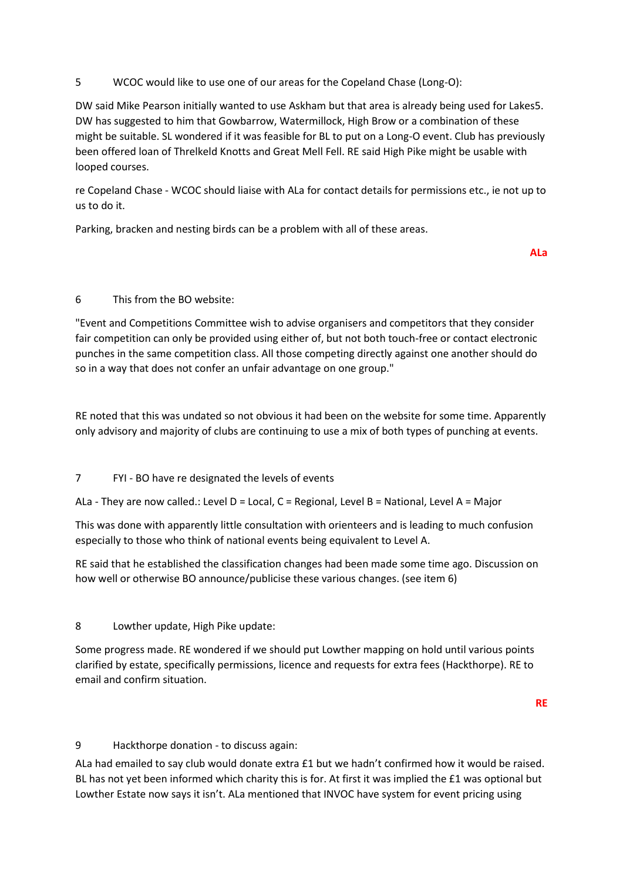5 WCOC would like to use one of our areas for the Copeland Chase (Long-O):

DW said Mike Pearson initially wanted to use Askham but that area is already being used for Lakes5. DW has suggested to him that Gowbarrow, Watermillock, High Brow or a combination of these might be suitable. SL wondered if it was feasible for BL to put on a Long-O event. Club has previously been offered loan of Threlkeld Knotts and Great Mell Fell. RE said High Pike might be usable with looped courses.

re Copeland Chase - WCOC should liaise with ALa for contact details for permissions etc., ie not up to us to do it.

Parking, bracken and nesting birds can be a problem with all of these areas.

**ALa**

6 This from the BO website:

"Event and Competitions Committee wish to advise organisers and competitors that they consider fair competition can only be provided using either of, but not both touch-free or contact electronic punches in the same competition class. All those competing directly against one another should do so in a way that does not confer an unfair advantage on one group."

RE noted that this was undated so not obvious it had been on the website for some time. Apparently only advisory and majority of clubs are continuing to use a mix of both types of punching at events.

7 FYI - BO have re designated the levels of events

ALa - They are now called.: Level D = Local, C = Regional, Level B = National, Level A = Major

This was done with apparently little consultation with orienteers and is leading to much confusion especially to those who think of national events being equivalent to Level A.

RE said that he established the classification changes had been made some time ago. Discussion on how well or otherwise BO announce/publicise these various changes. (see item 6)

8 Lowther update, High Pike update:

Some progress made. RE wondered if we should put Lowther mapping on hold until various points clarified by estate, specifically permissions, licence and requests for extra fees (Hackthorpe). RE to email and confirm situation.

**RE**

9 Hackthorpe donation - to discuss again:

ALa had emailed to say club would donate extra £1 but we hadn't confirmed how it would be raised. BL has not yet been informed which charity this is for. At first it was implied the £1 was optional but Lowther Estate now says it isn't. ALa mentioned that INVOC have system for event pricing using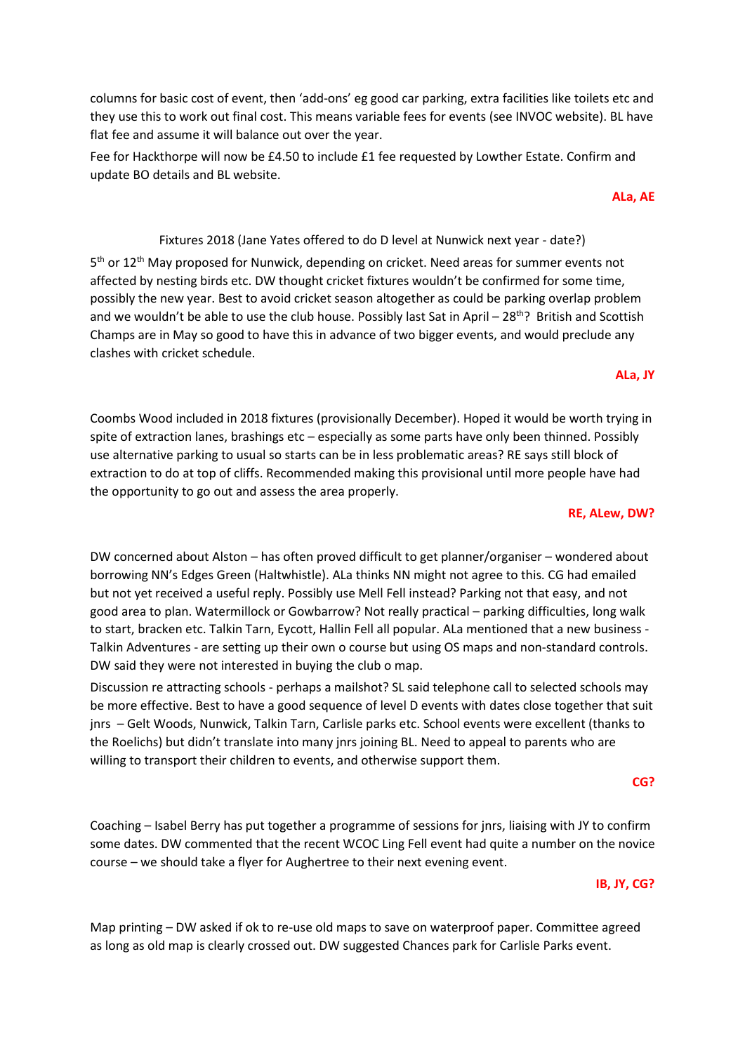columns for basic cost of event, then 'add-ons' eg good car parking, extra facilities like toilets etc and they use this to work out final cost. This means variable fees for events (see INVOC website). BL have flat fee and assume it will balance out over the year.

Fee for Hackthorpe will now be £4.50 to include £1 fee requested by Lowther Estate. Confirm and update BO details and BL website.

**ALa, AE**

Fixtures 2018 (Jane Yates offered to do D level at Nunwick next year - date?)

5th or 12th May proposed for Nunwick, depending on cricket. Need areas for summer events not affected by nesting birds etc. DW thought cricket fixtures wouldn't be confirmed for some time, possibly the new year. Best to avoid cricket season altogether as could be parking overlap problem and we wouldn't be able to use the club house. Possibly last Sat in April – 28th? British and Scottish Champs are in May so good to have this in advance of two bigger events, and would preclude any clashes with cricket schedule.

**ALa, JY**

Coombs Wood included in 2018 fixtures (provisionally December). Hoped it would be worth trying in spite of extraction lanes, brashings etc – especially as some parts have only been thinned. Possibly use alternative parking to usual so starts can be in less problematic areas? RE says still block of extraction to do at top of cliffs. Recommended making this provisional until more people have had the opportunity to go out and assess the area properly.

**RE, ALew, DW?**

DW concerned about Alston – has often proved difficult to get planner/organiser – wondered about borrowing NN's Edges Green (Haltwhistle). ALa thinks NN might not agree to this. CG had emailed but not yet received a useful reply. Possibly use Mell Fell instead? Parking not that easy, and not good area to plan. Watermillock or Gowbarrow? Not really practical – parking difficulties, long walk to start, bracken etc. Talkin Tarn, Eycott, Hallin Fell all popular. ALa mentioned that a new business - Talkin Adventures - are setting up their own o course but using OS maps and non-standard controls. DW said they were not interested in buying the club o map.

Discussion re attracting schools - perhaps a mailshot? SL said telephone call to selected schools may be more effective. Best to have a good sequence of level D events with dates close together that suit jnrs – Gelt Woods, Nunwick, Talkin Tarn, Carlisle parks etc. School events were excellent (thanks to the Roelichs) but didn't translate into many jnrs joining BL. Need to appeal to parents who are willing to transport their children to events, and otherwise support them.

**CG?**

Coaching – Isabel Berry has put together a programme of sessions for jnrs, liaising with JY to confirm some dates. DW commented that the recent WCOC Ling Fell event had quite a number on the novice course – we should take a flyer for Aughertree to their next evening event.

**IB, JY, CG?**

Map printing – DW asked if ok to re-use old maps to save on waterproof paper. Committee agreed as long as old map is clearly crossed out. DW suggested Chances park for Carlisle Parks event.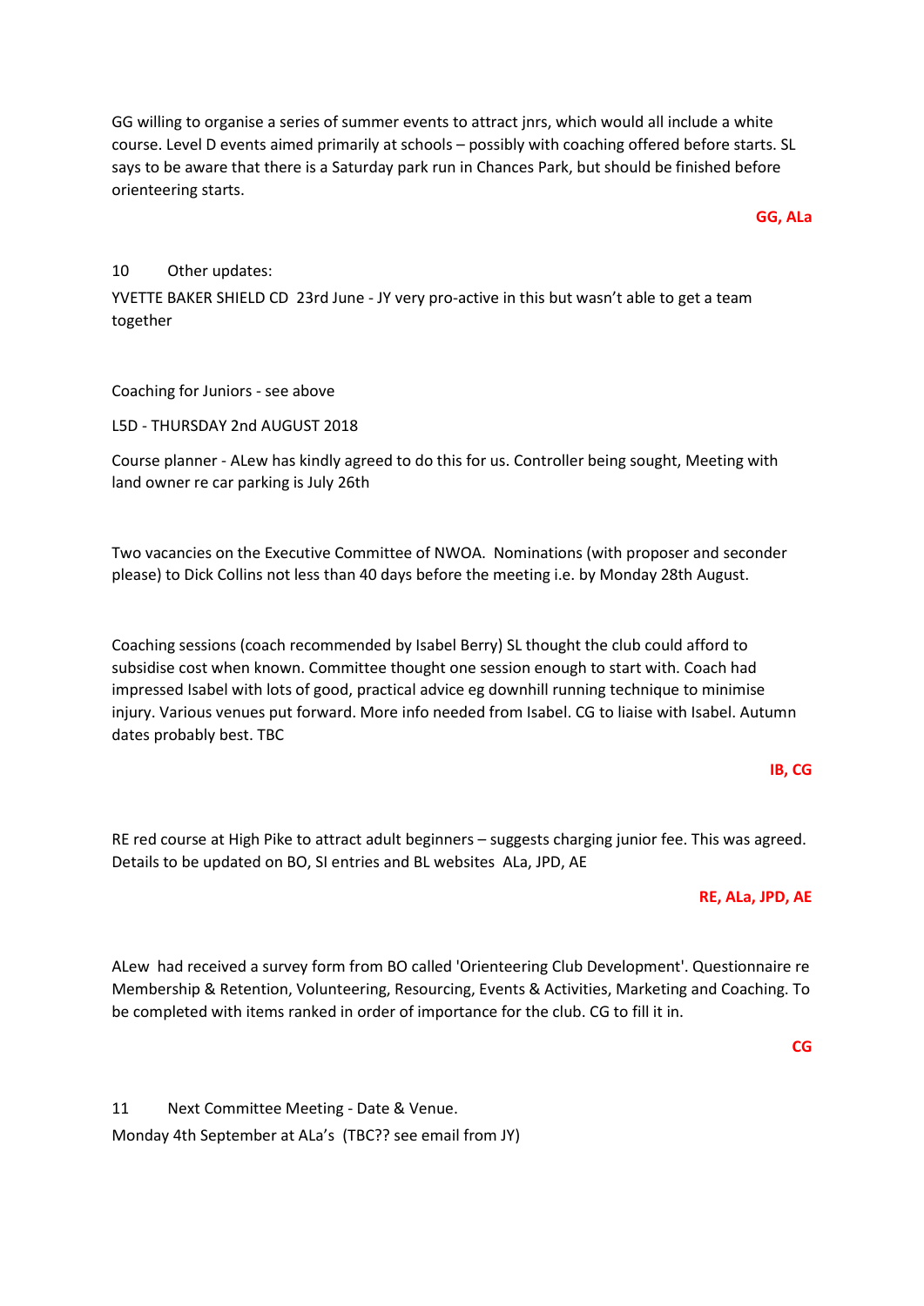GG willing to organise a series of summer events to attract jnrs, which would all include a white course. Level D events aimed primarily at schools – possibly with coaching offered before starts. SL says to be aware that there is a Saturday park run in Chances Park, but should be finished before orienteering starts.

**GG, ALa**

10 Other updates:

YVETTE BAKER SHIELD CD 23rd June - JY very pro-active in this but wasn't able to get a team together

Coaching for Juniors - see above

L5D - THURSDAY 2nd AUGUST 2018

Course planner - ALew has kindly agreed to do this for us. Controller being sought, Meeting with land owner re car parking is July 26th

Two vacancies on the Executive Committee of NWOA. Nominations (with proposer and seconder please) to Dick Collins not less than 40 days before the meeting i.e. by Monday 28th August.

Coaching sessions (coach recommended by Isabel Berry) SL thought the club could afford to subsidise cost when known. Committee thought one session enough to start with. Coach had impressed Isabel with lots of good, practical advice eg downhill running technique to minimise injury. Various venues put forward. More info needed from Isabel. CG to liaise with Isabel. Autumn dates probably best. TBC

**IB, CG**

RE red course at High Pike to attract adult beginners – suggests charging junior fee. This was agreed. Details to be updated on BO, SI entries and BL websites ALa, JPD, AE

**RE, ALa, JPD, AE**

ALew had received a survey form from BO called 'Orienteering Club Development'. Questionnaire re Membership & Retention, Volunteering, Resourcing, Events & Activities, Marketing and Coaching. To be completed with items ranked in order of importance for the club. CG to fill it in.

**CG**

11 Next Committee Meeting - Date & Venue.

Monday 4th September at ALa's (TBC?? see email from JY)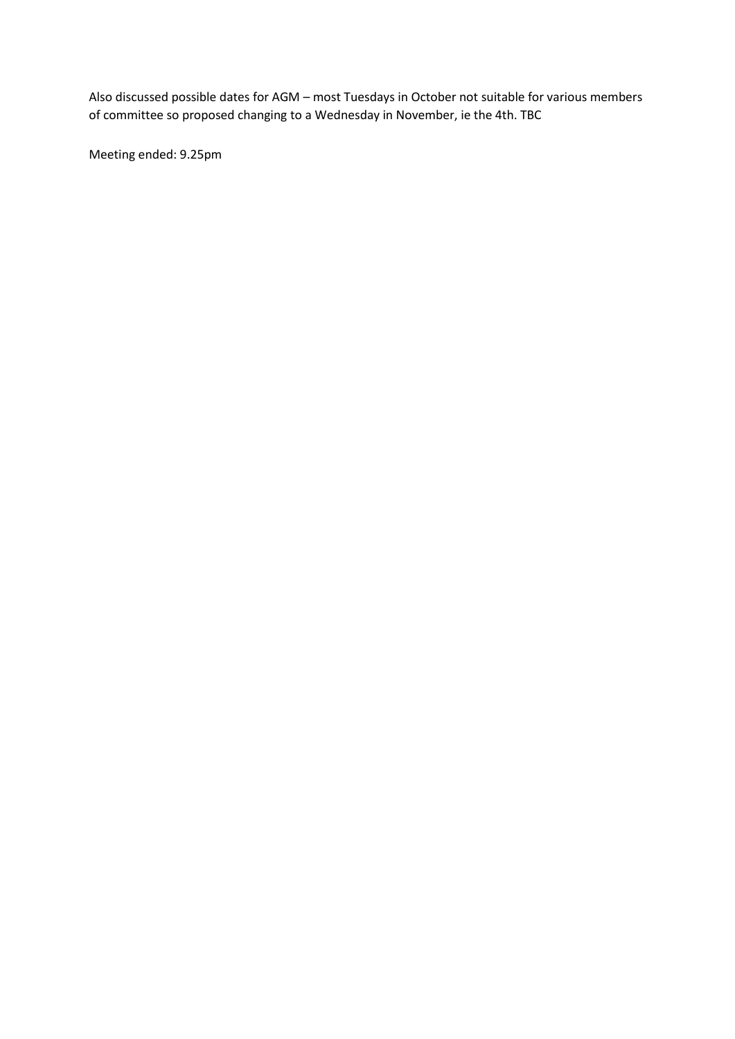Also discussed possible dates for AGM – most Tuesdays in October not suitable for various members of committee so proposed changing to a Wednesday in November, ie the 4th. TBC

Meeting ended: 9.25pm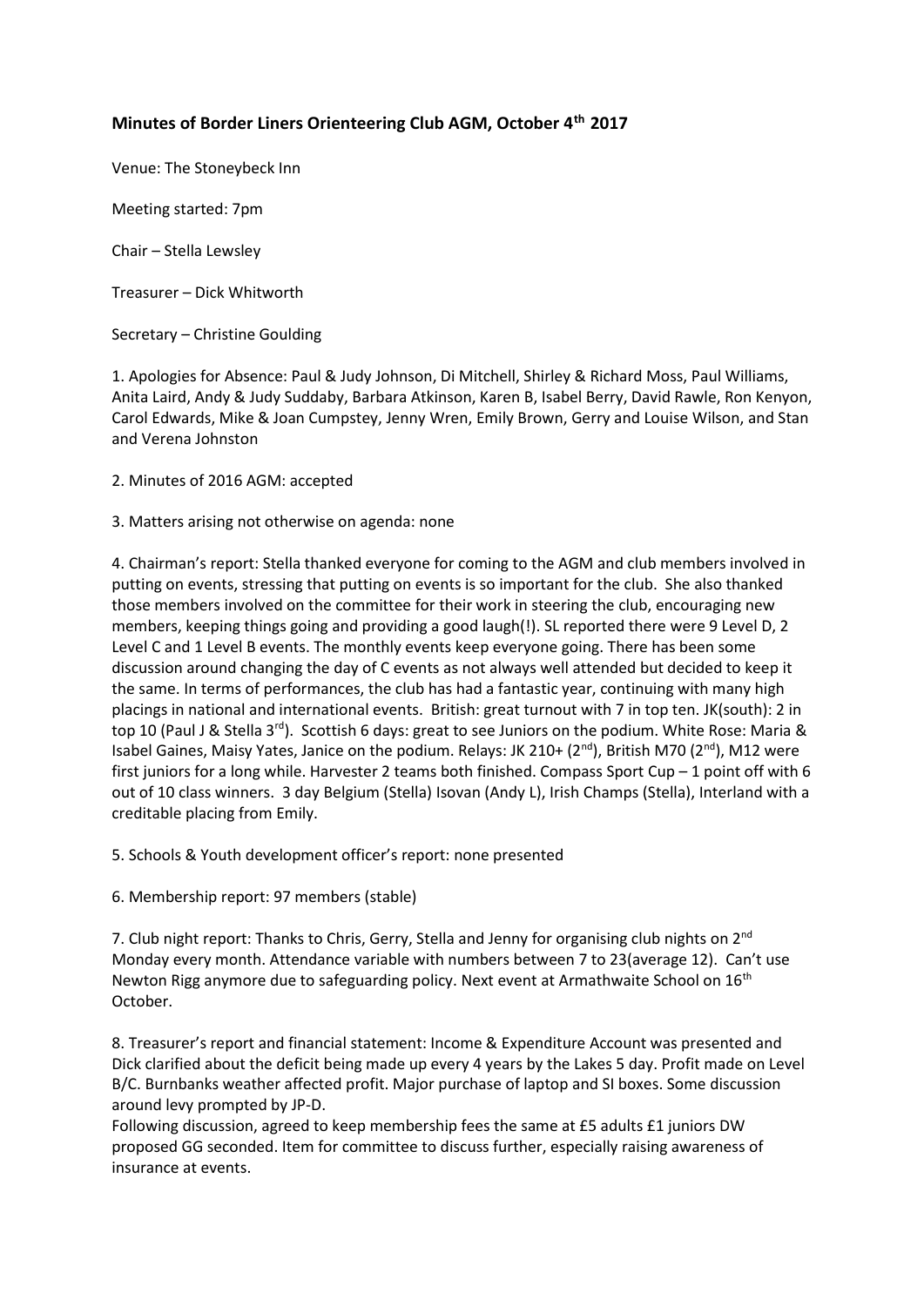**Minutes of Border Liners Orienteering Club AGM, October 4th 2017**

Venue: The Stoneybeck Inn

Meeting started: 7pm

Chair – Stella Lewsley

Treasurer – Dick Whitworth

Secretary – Christine Goulding

1. Apologies for Absence: Paul & Judy Johnson, Di Mitchell, Shirley & Richard Moss, Paul Williams, Anita Laird, Andy & Judy Suddaby, Barbara Atkinson, Karen B, Isabel Berry, David Rawle, Ron Kenyon, Carol Edwards, Mike & Joan Cumpstey, Jenny Wren, Emily Brown, Gerry and Louise Wilson, and Stan and Verena Johnston

2. Minutes of 2016 AGM: accepted

3. Matters arising not otherwise on agenda: none

4. Chairman's report: Stella thanked everyone for coming to the AGM and club members involved in putting on events, stressing that putting on events is so important for the club. She also thanked those members involved on the committee for their work in steering the club, encouraging new members, keeping things going and providing a good laugh(!). SL reported there were 9 Level D, 2 Level C and 1 Level B events. The monthly events keep everyone going. There has been some discussion around changing the day of C events as not always well attended but decided to keep it the same. In terms of performances, the club has had a fantastic year, continuing with many high placings in national and international events. British: great turnout with 7 in top ten. JK(south): 2 in top 10 (Paul J & Stella 3rd). Scottish 6 days: great to see Juniors on the podium. White Rose: Maria & Isabel Gaines, Maisy Yates, Janice on the podium. Relays: JK 210+ (2nd), British M70 (2nd), M12 were first juniors for a long while. Harvester 2 teams both finished. Compass Sport Cup – 1 point off with 6 out of 10 class winners. 3 day Belgium (Stella) Isovan (Andy L), Irish Champs (Stella), Interland with a creditable placing from Emily.

5. Schools & Youth development officer's report: none presented

6. Membership report: 97 members (stable)

7. Club night report: Thanks to Chris, Gerry, Stella and Jenny for organising club nights on 2nd Monday every month. Attendance variable with numbers between 7 to 23(average 12). Can't use Newton Rigg anymore due to safeguarding policy. Next event at Armathwaite School on 16th October.

8. Treasurer's report and financial statement: Income & Expenditure Account was presented and Dick clarified about the deficit being made up every 4 years by the Lakes 5 day. Profit made on Level B/C. Burnbanks weather affected profit. Major purchase of laptop and SI boxes. Some discussion around levy prompted by JP-D.
Following discussion, agreed to keep membership fees the same at £5 adults £1 juniors DW proposed GG seconded. Item for committee to discuss further, especially raising awareness of insurance at events.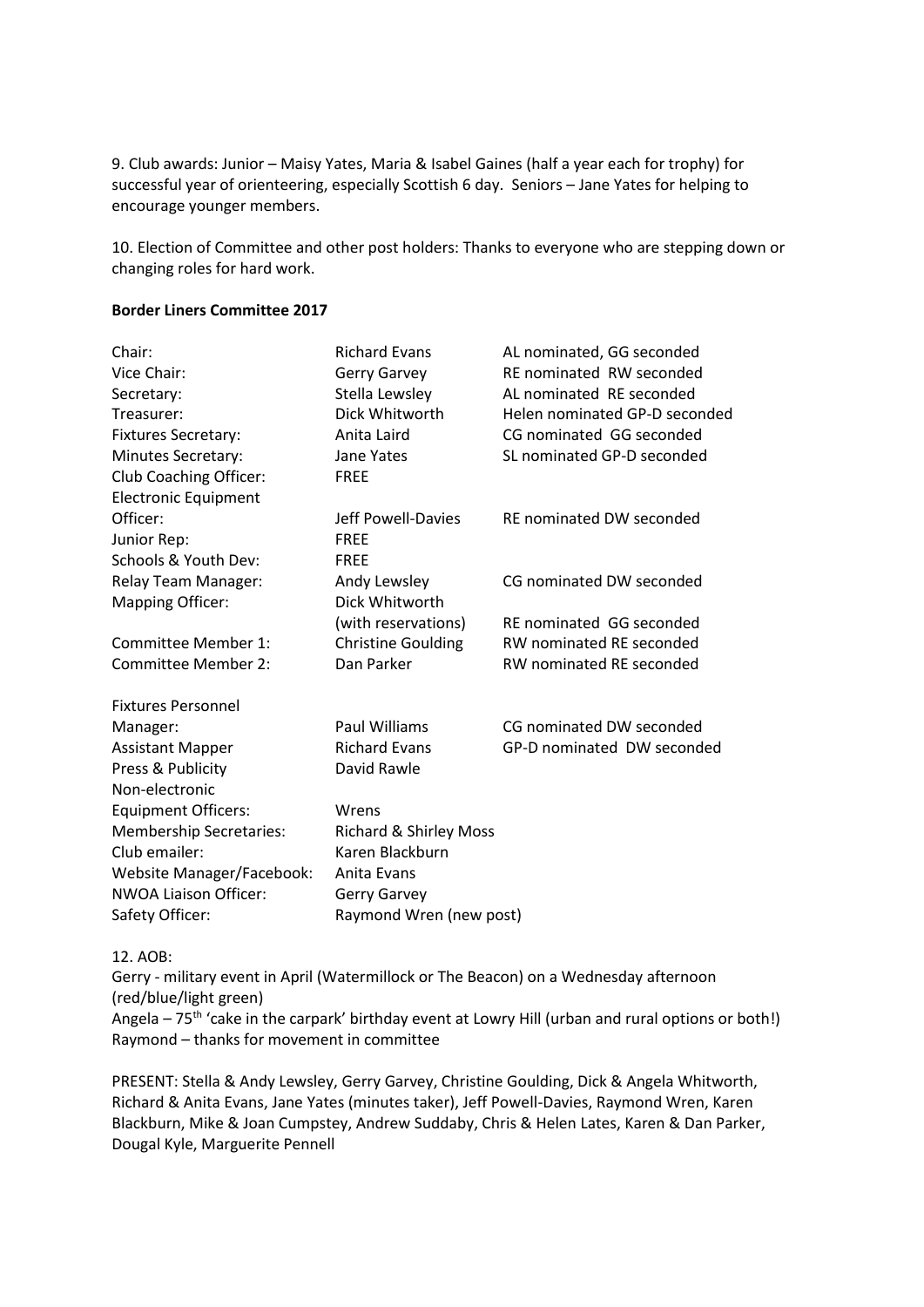9. Club awards: Junior – Maisy Yates, Maria & Isabel Gaines (half a year each for trophy) for successful year of orienteering, especially Scottish 6 day. Seniors – Jane Yates for helping to encourage younger members.

10. Election of Committee and other post holders: Thanks to everyone who are stepping down or changing roles for hard work.

**Border Liners Committee 2017**

| | | |
|---|---|---|
| Chair: | Richard Evans | AL nominated, GG seconded |
| Vice Chair: | Gerry Garvey | RE nominated RW seconded |
| Secretary: | Stella Lewsley | AL nominated RE seconded |
| Treasurer: | Dick Whitworth | Helen nominated GP-D seconded |
| Fixtures Secretary: | Anita Laird | CG nominated GG seconded |
| Minutes Secretary: | Jane Yates | SL nominated GP-D seconded |
| Club Coaching Officer: | FREE | |
| Electronic Equipment Officer: | Jeff Powell-Davies | RE nominated DW seconded |
| Junior Rep: | FREE | |
| Schools & Youth Dev: | FREE | |
| Relay Team Manager: | Andy Lewsley | CG nominated DW seconded |
| Mapping Officer: | Dick Whitworth (with reservations) | RE nominated GG seconded |
| Committee Member 1: | Christine Goulding | RW nominated RE seconded |
| Committee Member 2: | Dan Parker | RW nominated RE seconded |
| | | |
| Fixtures Personnel Manager: | Paul Williams | CG nominated DW seconded |
| Assistant Mapper | Richard Evans | GP-D nominated DW seconded |
| Press & Publicity | David Rawle | |
| Non-electronic Equipment Officers: | Wrens | |
| Membership Secretaries: | Richard & Shirley Moss | |
| Club emailer: | Karen Blackburn | |
| Website Manager/Facebook: | Anita Evans | |
| NWOA Liaison Officer: | Gerry Garvey | |
| Safety Officer: | Raymond Wren (new post) | |

12. AOB:

Gerry - military event in April (Watermillock or The Beacon) on a Wednesday afternoon (red/blue/light green)

Angela – 75th 'cake in the carpark' birthday event at Lowry Hill (urban and rural options or both!)

Raymond – thanks for movement in committee

PRESENT: Stella & Andy Lewsley, Gerry Garvey, Christine Goulding, Dick & Angela Whitworth, Richard & Anita Evans, Jane Yates (minutes taker), Jeff Powell-Davies, Raymond Wren, Karen Blackburn, Mike & Joan Cumpstey, Andrew Suddaby, Chris & Helen Lates, Karen & Dan Parker, Dougal Kyle, Marguerite Pennell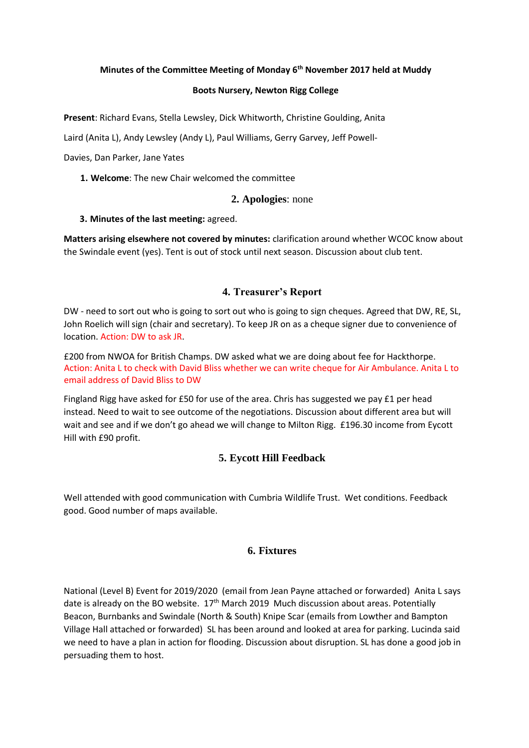**Minutes of the Committee Meeting of Monday 6th November 2017 held at Muddy Boots Nursery, Newton Rigg College**

**Present**: Richard Evans, Stella Lewsley, Dick Whitworth, Christine Goulding, Anita Laird (Anita L), Andy Lewsley (Andy L), Paul Williams, Gerry Garvey, Jeff Powell-Davies, Dan Parker, Jane Yates

1. **Welcome**: The new Chair welcomed the committee

## 2. Apologies: none

3. **Minutes of the last meeting:** agreed.

**Matters arising elsewhere not covered by minutes:** clarification around whether WCOC know about the Swindale event (yes). Tent is out of stock until next season. Discussion about club tent.

## 4. Treasurer's Report

DW - need to sort out who is going to sort out who is going to sign cheques. Agreed that DW, RE, SL, John Roelich will sign (chair and secretary). To keep JR on as a cheque signer due to convenience of location. Action: DW to ask JR.

£200 from NWOA for British Champs. DW asked what we are doing about fee for Hackthorpe. Action: Anita L to check with David Bliss whether we can write cheque for Air Ambulance. Anita L to email address of David Bliss to DW

Fingland Rigg have asked for £50 for use of the area. Chris has suggested we pay £1 per head instead. Need to wait to see outcome of the negotiations. Discussion about different area but will wait and see and if we don't go ahead we will change to Milton Rigg. £196.30 income from Eycott Hill with £90 profit.

## 5. Eycott Hill Feedback

Well attended with good communication with Cumbria Wildlife Trust. Wet conditions. Feedback good. Good number of maps available.

## 6. Fixtures

National (Level B) Event for 2019/2020 (email from Jean Payne attached or forwarded) Anita L says date is already on the BO website. 17th March 2019 Much discussion about areas. Potentially Beacon, Burnbanks and Swindale (North & South) Knipe Scar (emails from Lowther and Bampton Village Hall attached or forwarded) SL has been around and looked at area for parking. Lucinda said we need to have a plan in action for flooding. Discussion about disruption. SL has done a good job in persuading them to host.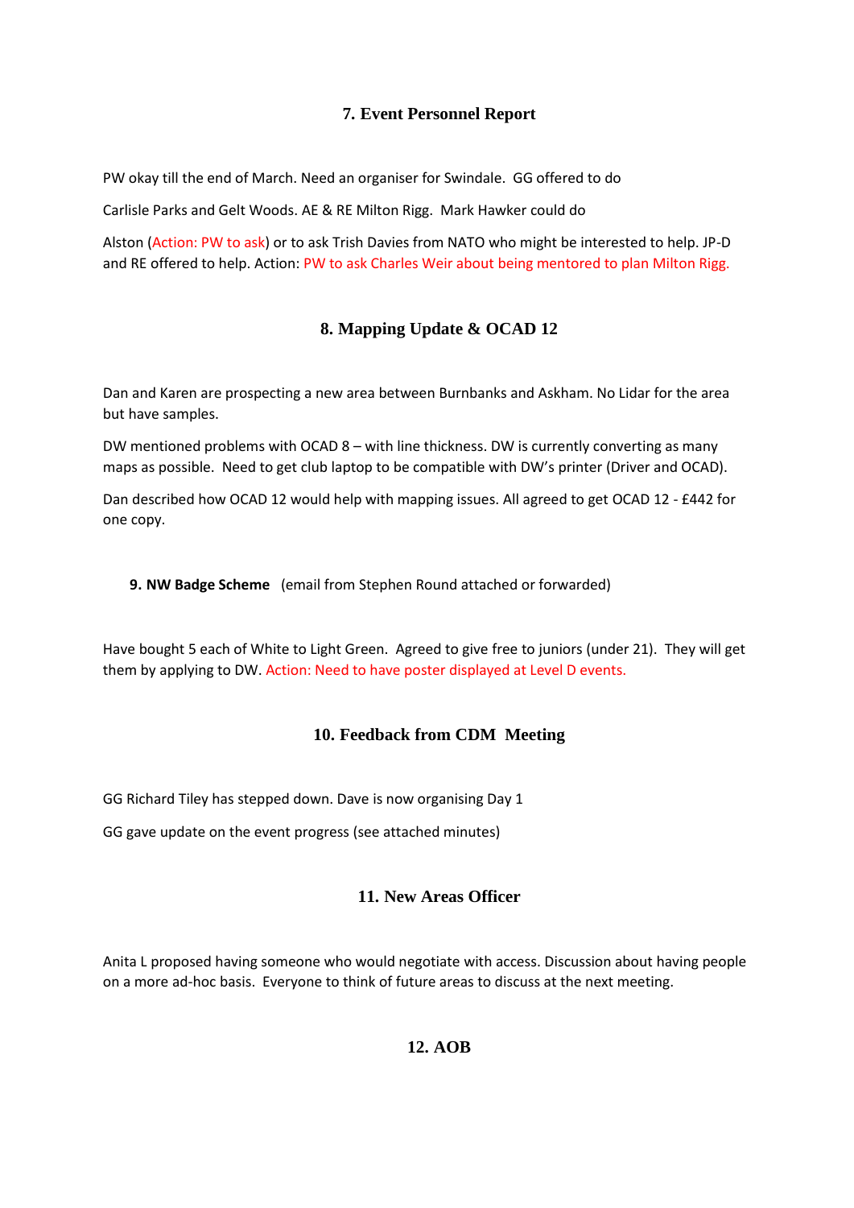## 7. Event Personnel Report

PW okay till the end of March. Need an organiser for Swindale. GG offered to do

Carlisle Parks and Gelt Woods. AE & RE Milton Rigg. Mark Hawker could do

Alston (Action: PW to ask) or to ask Trish Davies from NATO who might be interested to help. JP-D and RE offered to help. Action: PW to ask Charles Weir about being mentored to plan Milton Rigg.

## 8. Mapping Update & OCAD 12

Dan and Karen are prospecting a new area between Burnbanks and Askham. No Lidar for the area but have samples.

DW mentioned problems with OCAD 8 – with line thickness. DW is currently converting as many maps as possible. Need to get club laptop to be compatible with DW's printer (Driver and OCAD).

Dan described how OCAD 12 would help with mapping issues. All agreed to get OCAD 12 - £442 for one copy.

**9. NW Badge Scheme** (email from Stephen Round attached or forwarded)

Have bought 5 each of White to Light Green. Agreed to give free to juniors (under 21). They will get them by applying to DW. Action: Need to have poster displayed at Level D events.

## 10. Feedback from CDM Meeting

GG Richard Tiley has stepped down. Dave is now organising Day 1

GG gave update on the event progress (see attached minutes)

## 11. New Areas Officer

Anita L proposed having someone who would negotiate with access. Discussion about having people on a more ad-hoc basis. Everyone to think of future areas to discuss at the next meeting.

## 12. AOB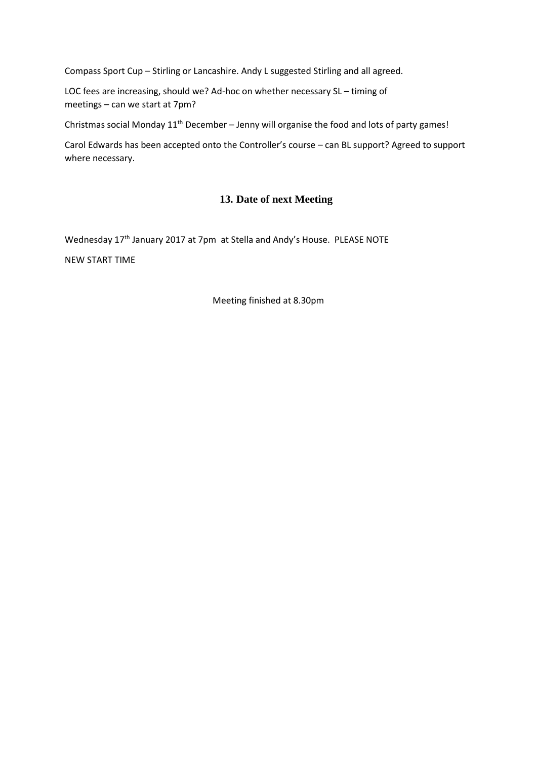Compass Sport Cup – Stirling or Lancashire. Andy L suggested Stirling and all agreed.

LOC fees are increasing, should we? Ad-hoc on whether necessary SL – timing of meetings – can we start at 7pm?

Christmas social Monday 11th December – Jenny will organise the food and lots of party games!

Carol Edwards has been accepted onto the Controller's course – can BL support? Agreed to support where necessary.

## 13. Date of next Meeting

Wednesday 17th January 2017 at 7pm at Stella and Andy's House. PLEASE NOTE

NEW START TIME

Meeting finished at 8.30pm